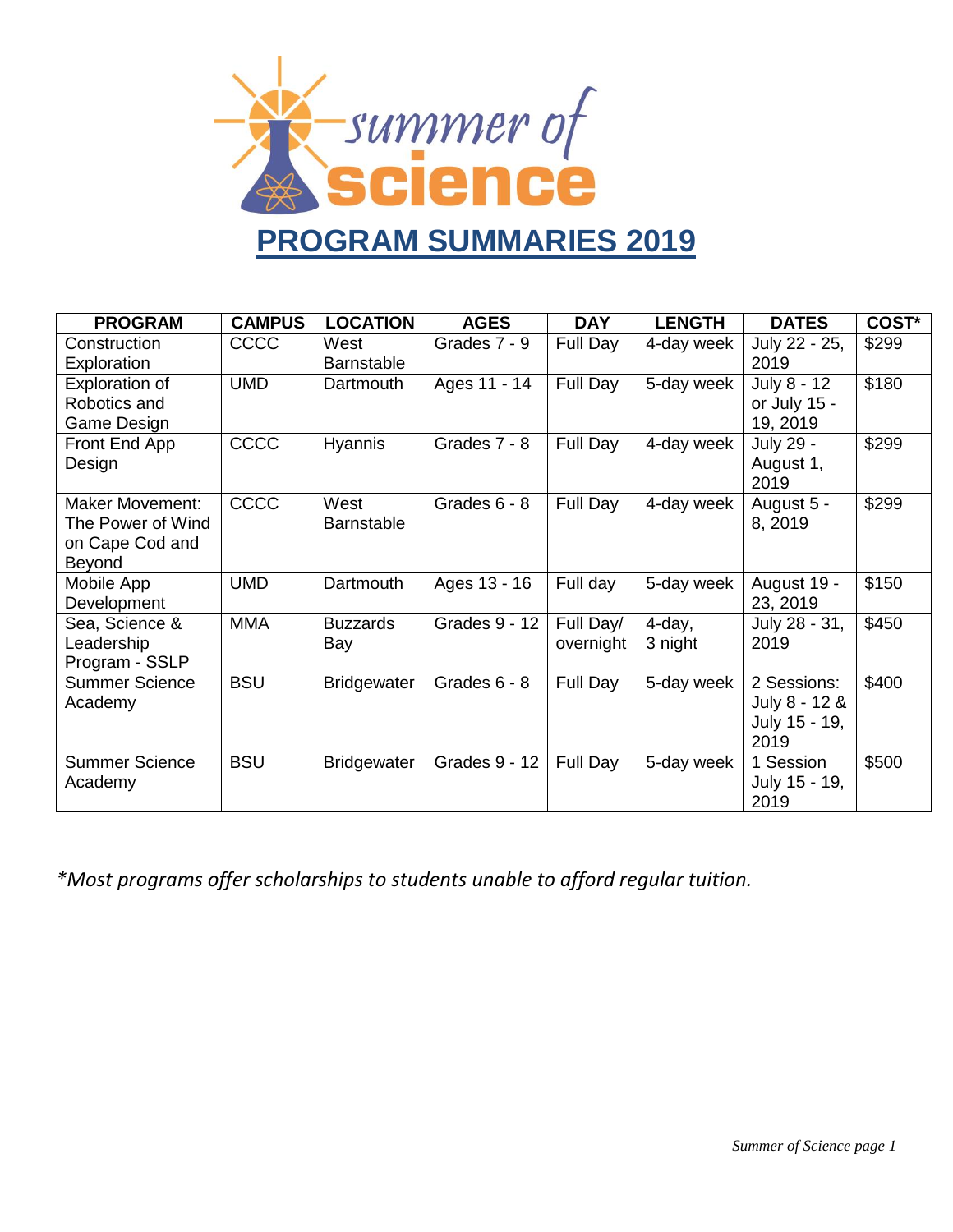# summer of science

## PROGRAM SUMMARIES 2019

| PROGRAM | CAMPUS | LOCATION | AGES | DAY | LENGTH | DATES | COST* |
|---|---|---|---|---|---|---|---|
| Construction Exploration | CCCC | West Barnstable | Grades 7 - 9 | Full Day | 4-day week | July 22 - 25, 2019 | $299 |
| Exploration of Robotics and Game Design | UMD | Dartmouth | Ages 11 - 14 | Full Day | 5-day week | July 8 - 12 or July 15 - 19, 2019 | $180 |
| Front End App Design | CCCC | Hyannis | Grades 7 - 8 | Full Day | 4-day week | July 29 - August 1, 2019 | $299 |
| Maker Movement: The Power of Wind on Cape Cod and Beyond | CCCC | West Barnstable | Grades 6 - 8 | Full Day | 4-day week | August 5 - 8, 2019 | $299 |
| Mobile App Development | UMD | Dartmouth | Ages 13 - 16 | Full day | 5-day week | August 19 - 23, 2019 | $150 |
| Sea, Science & Leadership Program - SSLP | MMA | Buzzards Bay | Grades 9 - 12 | Full Day/ overnight | 4-day, 3 night | July 28 - 31, 2019 | $450 |
| Summer Science Academy | BSU | Bridgewater | Grades 6 - 8 | Full Day | 5-day week | 2 Sessions: July 8 - 12 & July 15 - 19, 2019 | $400 |
| Summer Science Academy | BSU | Bridgewater | Grades 9 - 12 | Full Day | 5-day week | 1 Session July 15 - 19, 2019 | $500 |

*\*Most programs offer scholarships to students unable to afford regular tuition.*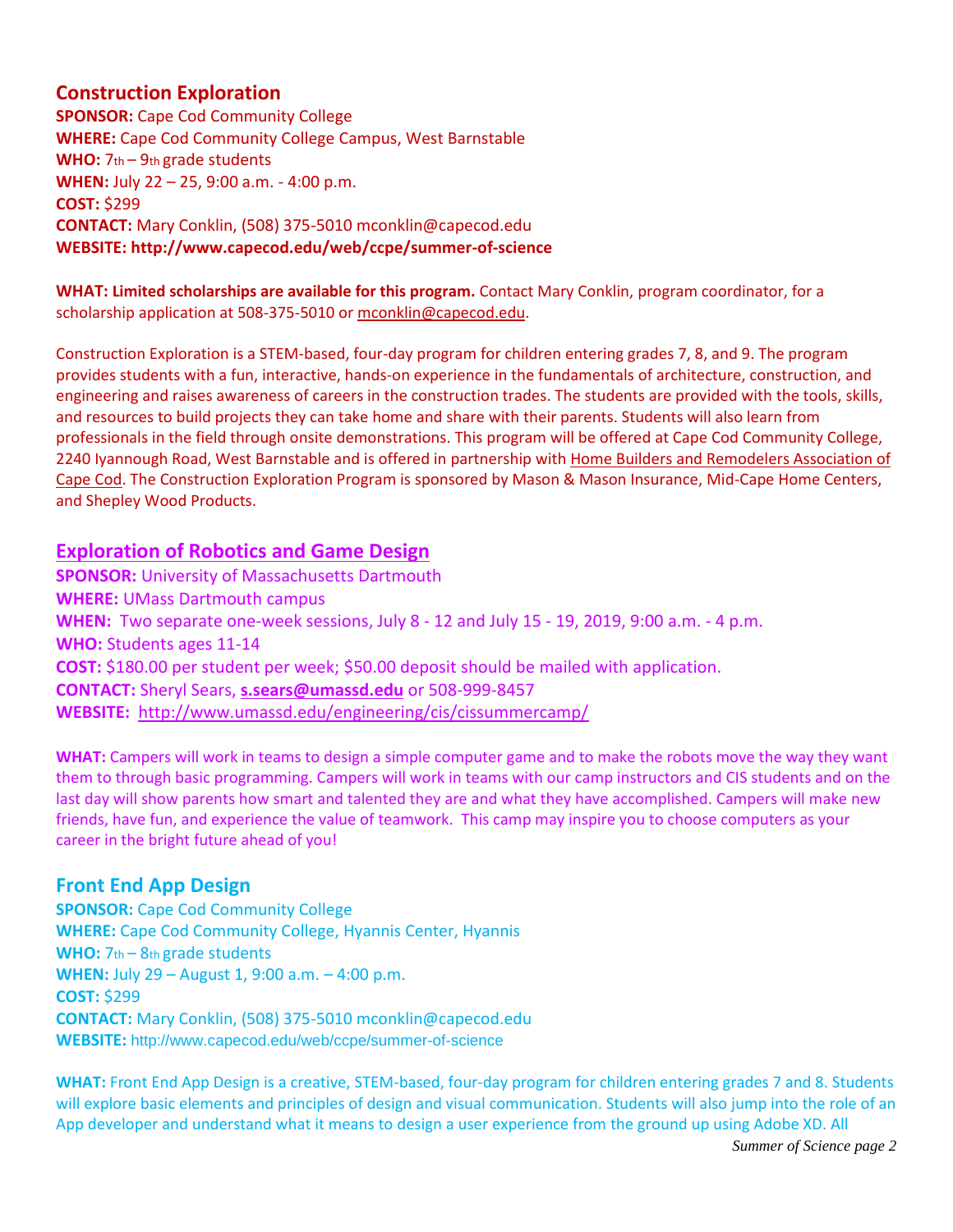## Construction Exploration

**SPONSOR:** Cape Cod Community College
**WHERE:** Cape Cod Community College Campus, West Barnstable
**WHO:** 7th – 9th grade students
**WHEN:** July 22 – 25, 9:00 a.m. - 4:00 p.m.
**COST:** $299
**CONTACT:** Mary Conklin, (508) 375-5010 mconklin@capecod.edu
**WEBSITE: http://www.capecod.edu/web/ccpe/summer-of-science**

**WHAT: Limited scholarships are available for this program.** Contact Mary Conklin, program coordinator, for a scholarship application at 508-375-5010 or mconklin@capecod.edu.

Construction Exploration is a STEM-based, four-day program for children entering grades 7, 8, and 9. The program provides students with a fun, interactive, hands-on experience in the fundamentals of architecture, construction, and engineering and raises awareness of careers in the construction trades. The students are provided with the tools, skills, and resources to build projects they can take home and share with their parents. Students will also learn from professionals in the field through onsite demonstrations. This program will be offered at Cape Cod Community College, 2240 Iyannough Road, West Barnstable and is offered in partnership with Home Builders and Remodelers Association of Cape Cod. The Construction Exploration Program is sponsored by Mason & Mason Insurance, Mid-Cape Home Centers, and Shepley Wood Products.

## Exploration of Robotics and Game Design

**SPONSOR:** University of Massachusetts Dartmouth
**WHERE:** UMass Dartmouth campus
**WHEN:** Two separate one-week sessions, July 8 - 12 and July 15 - 19, 2019, 9:00 a.m. - 4 p.m.
**WHO:** Students ages 11-14
**COST:** $180.00 per student per week; $50.00 deposit should be mailed with application.
**CONTACT:** Sheryl Sears, **s.sears@umassd.edu** or 508-999-8457
**WEBSITE:** http://www.umassd.edu/engineering/cis/cissummercamp/

**WHAT:** Campers will work in teams to design a simple computer game and to make the robots move the way they want them to through basic programming. Campers will work in teams with our camp instructors and CIS students and on the last day will show parents how smart and talented they are and what they have accomplished. Campers will make new friends, have fun, and experience the value of teamwork. This camp may inspire you to choose computers as your career in the bright future ahead of you!

## Front End App Design

**SPONSOR:** Cape Cod Community College
**WHERE:** Cape Cod Community College, Hyannis Center, Hyannis
**WHO:** 7th – 8th grade students
**WHEN:** July 29 – August 1, 9:00 a.m. – 4:00 p.m.
**COST:** $299
**CONTACT:** Mary Conklin, (508) 375-5010 mconklin@capecod.edu
**WEBSITE:** http://www.capecod.edu/web/ccpe/summer-of-science

**WHAT:** Front End App Design is a creative, STEM-based, four-day program for children entering grades 7 and 8. Students will explore basic elements and principles of design and visual communication. Students will also jump into the role of an App developer and understand what it means to design a user experience from the ground up using Adobe XD. All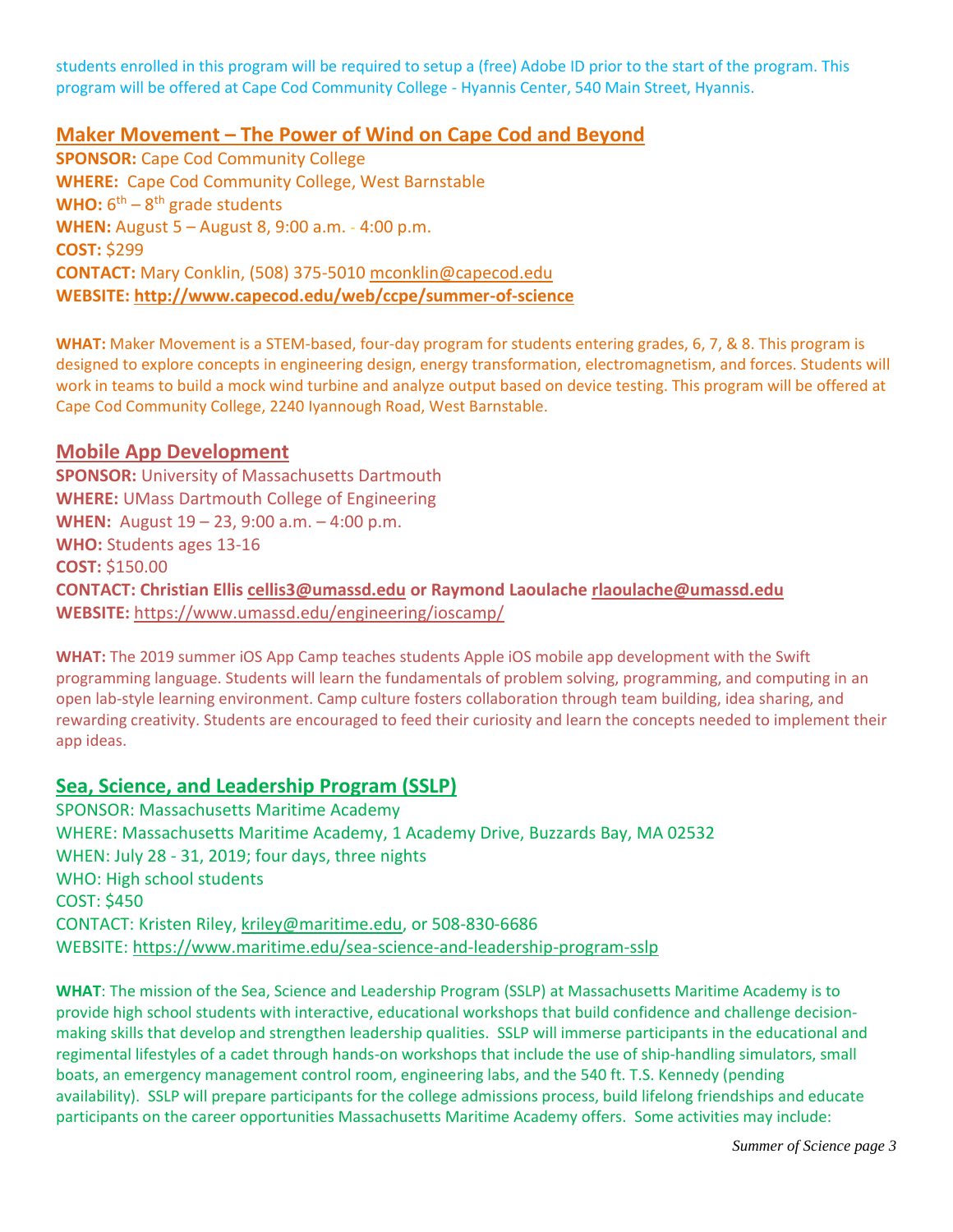students enrolled in this program will be required to setup a (free) Adobe ID prior to the start of the program. This program will be offered at Cape Cod Community College - Hyannis Center, 540 Main Street, Hyannis.

## Maker Movement – The Power of Wind on Cape Cod and Beyond

**SPONSOR:** Cape Cod Community College
**WHERE:** Cape Cod Community College, West Barnstable
**WHO:** 6th – 8th grade students
**WHEN:** August 5 – August 8, 9:00 a.m. - 4:00 p.m.
**COST:** $299
**CONTACT:** Mary Conklin, (508) 375-5010 mconklin@capecod.edu
**WEBSITE:** **http://www.capecod.edu/web/ccpe/summer-of-science**

**WHAT:** Maker Movement is a STEM-based, four-day program for students entering grades, 6, 7, & 8. This program is designed to explore concepts in engineering design, energy transformation, electromagnetism, and forces. Students will work in teams to build a mock wind turbine and analyze output based on device testing. This program will be offered at Cape Cod Community College, 2240 Iyannough Road, West Barnstable.

## Mobile App Development

**SPONSOR:** University of Massachusetts Dartmouth
**WHERE:** UMass Dartmouth College of Engineering
**WHEN:** August 19 – 23, 9:00 a.m. – 4:00 p.m.
**WHO:** Students ages 13-16
**COST:** $150.00
**CONTACT: Christian Ellis cellis3@umassd.edu or Raymond Laoulache rlaoulache@umassd.edu**
**WEBSITE:** https://www.umassd.edu/engineering/ioscamp/

**WHAT:** The 2019 summer iOS App Camp teaches students Apple iOS mobile app development with the Swift programming language. Students will learn the fundamentals of problem solving, programming, and computing in an open lab-style learning environment. Camp culture fosters collaboration through team building, idea sharing, and rewarding creativity. Students are encouraged to feed their curiosity and learn the concepts needed to implement their app ideas.

## Sea, Science, and Leadership Program (SSLP)

SPONSOR: Massachusetts Maritime Academy
WHERE: Massachusetts Maritime Academy, 1 Academy Drive, Buzzards Bay, MA 02532
WHEN: July 28 - 31, 2019; four days, three nights
WHO: High school students
COST: $450
CONTACT: Kristen Riley, kriley@maritime.edu, or 508-830-6686
WEBSITE: https://www.maritime.edu/sea-science-and-leadership-program-sslp

**WHAT**: The mission of the Sea, Science and Leadership Program (SSLP) at Massachusetts Maritime Academy is to provide high school students with interactive, educational workshops that build confidence and challenge decision-making skills that develop and strengthen leadership qualities. SSLP will immerse participants in the educational and regimental lifestyles of a cadet through hands-on workshops that include the use of ship-handling simulators, small boats, an emergency management control room, engineering labs, and the 540 ft. T.S. Kennedy (pending availability). SSLP will prepare participants for the college admissions process, build lifelong friendships and educate participants on the career opportunities Massachusetts Maritime Academy offers. Some activities may include: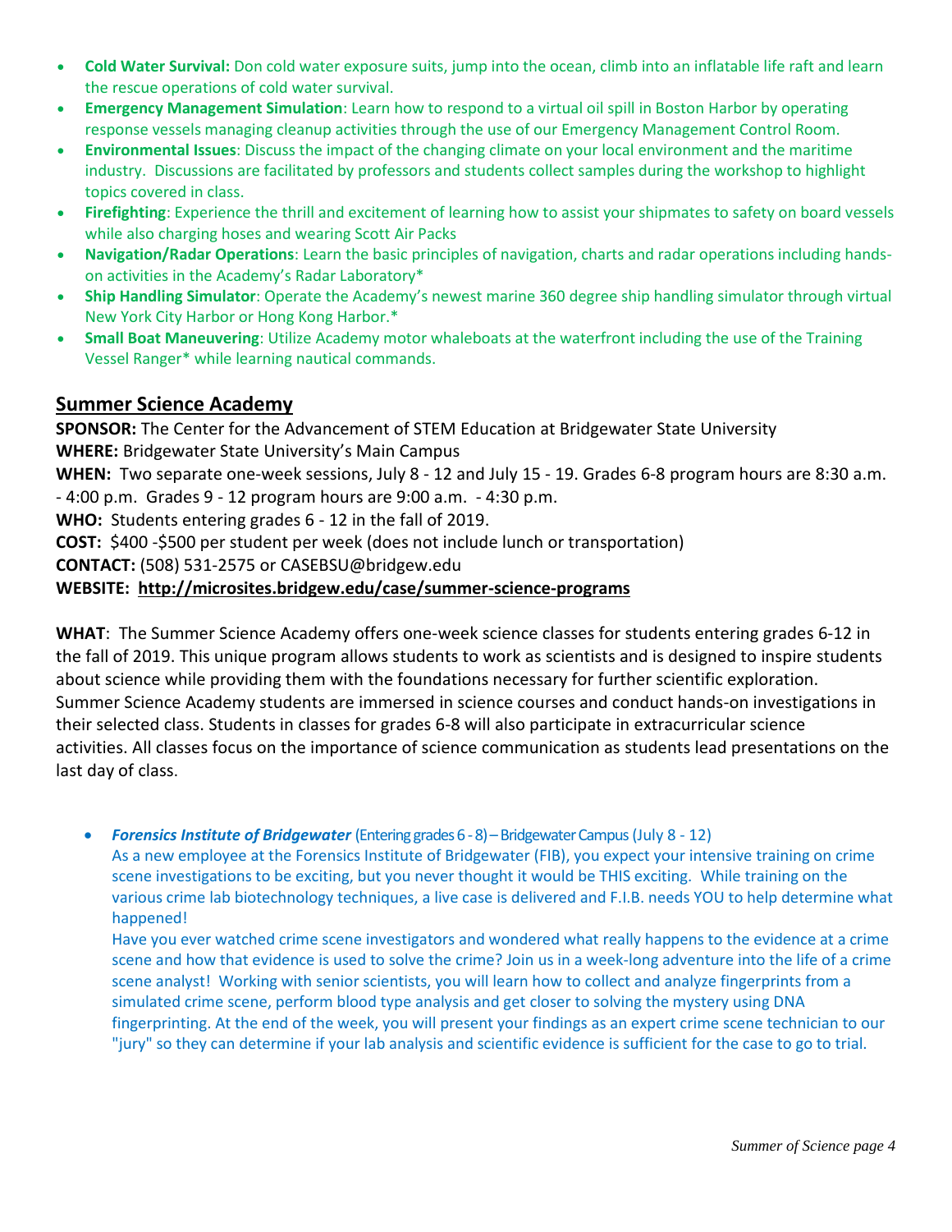- **Cold Water Survival:** Don cold water exposure suits, jump into the ocean, climb into an inflatable life raft and learn the rescue operations of cold water survival.
- **Emergency Management Simulation**: Learn how to respond to a virtual oil spill in Boston Harbor by operating response vessels managing cleanup activities through the use of our Emergency Management Control Room.
- **Environmental Issues**: Discuss the impact of the changing climate on your local environment and the maritime industry. Discussions are facilitated by professors and students collect samples during the workshop to highlight topics covered in class.
- **Firefighting**: Experience the thrill and excitement of learning how to assist your shipmates to safety on board vessels while also charging hoses and wearing Scott Air Packs
- **Navigation/Radar Operations**: Learn the basic principles of navigation, charts and radar operations including hands-on activities in the Academy's Radar Laboratory*
- **Ship Handling Simulator**: Operate the Academy's newest marine 360 degree ship handling simulator through virtual New York City Harbor or Hong Kong Harbor.*
- **Small Boat Maneuvering**: Utilize Academy motor whaleboats at the waterfront including the use of the Training Vessel Ranger* while learning nautical commands.

## Summer Science Academy

**SPONSOR:** The Center for the Advancement of STEM Education at Bridgewater State University
**WHERE:** Bridgewater State University's Main Campus
**WHEN:** Two separate one-week sessions, July 8 - 12 and July 15 - 19. Grades 6-8 program hours are 8:30 a.m. - 4:00 p.m. Grades 9 - 12 program hours are 9:00 a.m. - 4:30 p.m.
**WHO:** Students entering grades 6 - 12 in the fall of 2019.
**COST:** $400 -$500 per student per week (does not include lunch or transportation)
**CONTACT:** (508) 531-2575 or CASEBSU@bridgew.edu
**WEBSITE: http://microsites.bridgew.edu/case/summer-science-programs**

**WHAT**: The Summer Science Academy offers one-week science classes for students entering grades 6-12 in the fall of 2019. This unique program allows students to work as scientists and is designed to inspire students about science while providing them with the foundations necessary for further scientific exploration. Summer Science Academy students are immersed in science courses and conduct hands-on investigations in their selected class. Students in classes for grades 6-8 will also participate in extracurricular science activities. All classes focus on the importance of science communication as students lead presentations on the last day of class.

- ***Forensics Institute of Bridgewater*** (Entering grades 6 - 8) – Bridgewater Campus (July 8 - 12)
  As a new employee at the Forensics Institute of Bridgewater (FIB), you expect your intensive training on crime scene investigations to be exciting, but you never thought it would be THIS exciting. While training on the various crime lab biotechnology techniques, a live case is delivered and F.I.B. needs YOU to help determine what happened!
  Have you ever watched crime scene investigators and wondered what really happens to the evidence at a crime scene and how that evidence is used to solve the crime? Join us in a week-long adventure into the life of a crime scene analyst! Working with senior scientists, you will learn how to collect and analyze fingerprints from a simulated crime scene, perform blood type analysis and get closer to solving the mystery using DNA fingerprinting. At the end of the week, you will present your findings as an expert crime scene technician to our "jury" so they can determine if your lab analysis and scientific evidence is sufficient for the case to go to trial.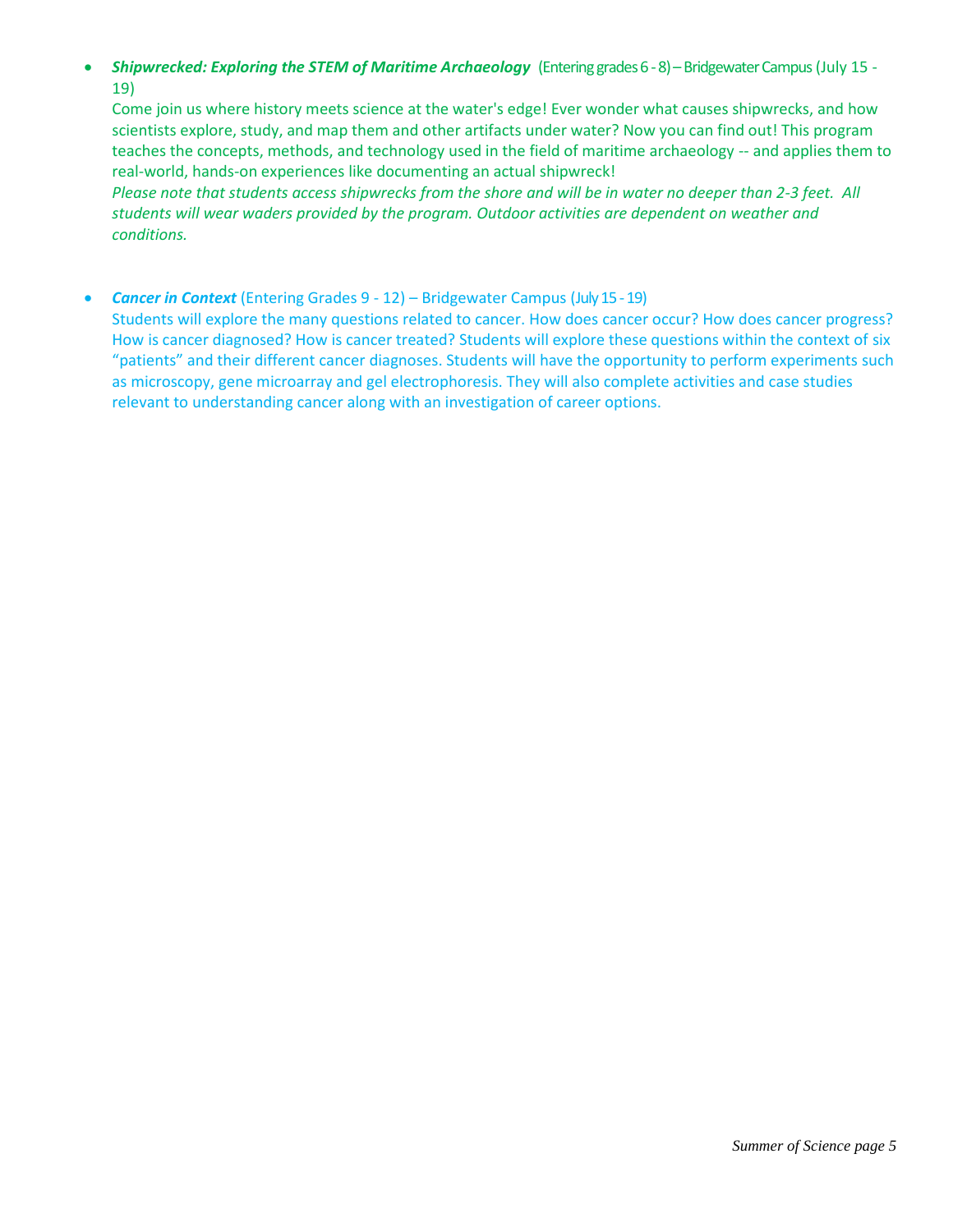- ***Shipwrecked: Exploring the STEM of Maritime Archaeology*** (Entering grades 6 - 8) – Bridgewater Campus (July 15 - 19)
  Come join us where history meets science at the water's edge! Ever wonder what causes shipwrecks, and how scientists explore, study, and map them and other artifacts under water? Now you can find out! This program teaches the concepts, methods, and technology used in the field of maritime archaeology -- and applies them to real-world, hands-on experiences like documenting an actual shipwreck!
  *Please note that students access shipwrecks from the shore and will be in water no deeper than 2-3 feet. All students will wear waders provided by the program. Outdoor activities are dependent on weather and conditions.*

- ***Cancer in Context*** (Entering Grades 9 - 12) – Bridgewater Campus (July 15 - 19)
  Students will explore the many questions related to cancer. How does cancer occur? How does cancer progress? How is cancer diagnosed? How is cancer treated? Students will explore these questions within the context of six "patients" and their different cancer diagnoses. Students will have the opportunity to perform experiments such as microscopy, gene microarray and gel electrophoresis. They will also complete activities and case studies relevant to understanding cancer along with an investigation of career options.